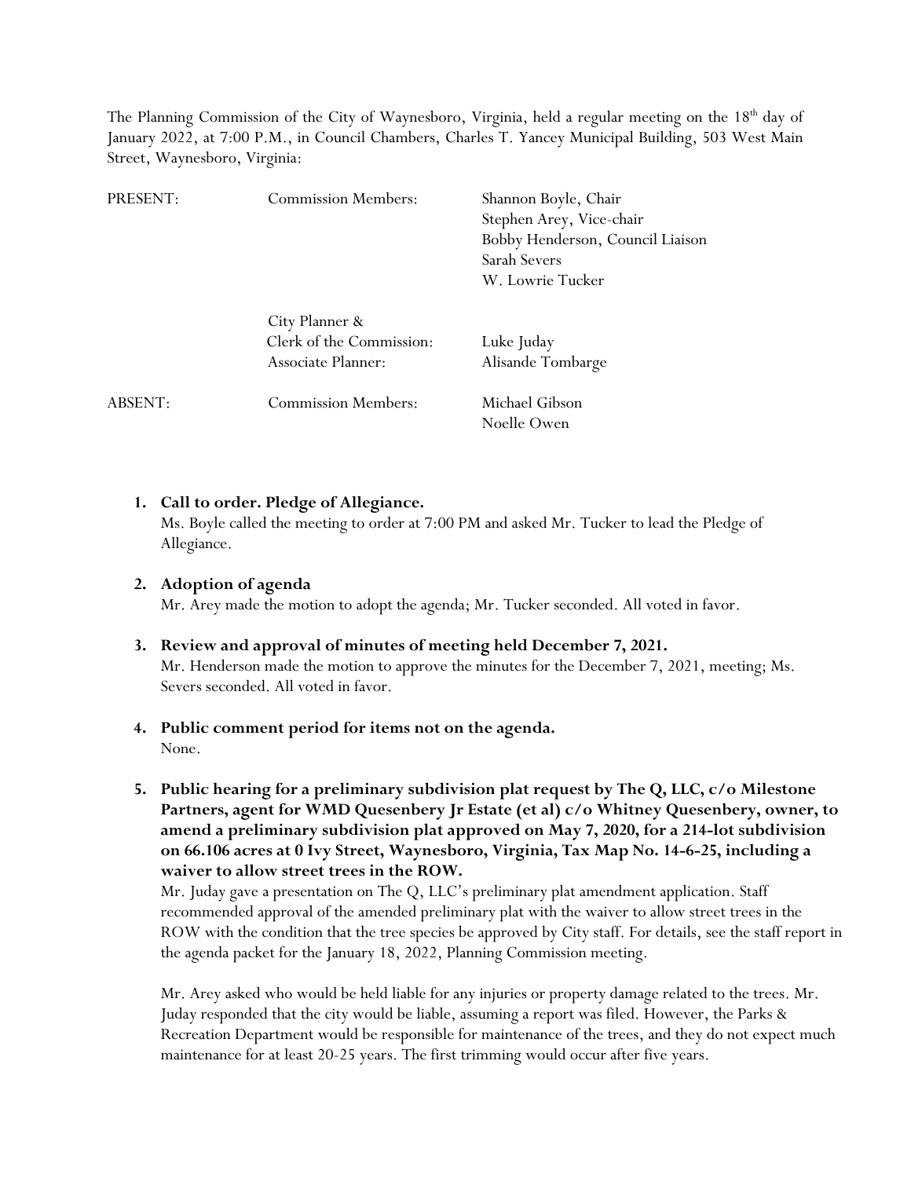The Planning Commission of the City of Waynesboro, Virginia, held a regular meeting on the 18th day of January 2022, at 7:00 P.M., in Council Chambers, Charles T. Yancey Municipal Building, 503 West Main Street, Waynesboro, Virginia:

| | | |
|---|---|---|
| PRESENT: | Commission Members: | Shannon Boyle, Chair<br>Stephen Arey, Vice-chair<br>Bobby Henderson, Council Liaison<br>Sarah Severs<br>W. Lowrie Tucker |
| | City Planner &<br>Clerk of the Commission:<br>Associate Planner: | <br>Luke Juday<br>Alisande Tombarge |
| ABSENT: | Commission Members: | Michael Gibson<br>Noelle Owen |

1. **Call to order. Pledge of Allegiance.**
   Ms. Boyle called the meeting to order at 7:00 PM and asked Mr. Tucker to lead the Pledge of Allegiance.

2. **Adoption of agenda**
   Mr. Arey made the motion to adopt the agenda; Mr. Tucker seconded. All voted in favor.

3. **Review and approval of minutes of meeting held December 7, 2021.**
   Mr. Henderson made the motion to approve the minutes for the December 7, 2021, meeting; Ms. Severs seconded. All voted in favor.

4. **Public comment period for items not on the agenda.**
   None.

5. **Public hearing for a preliminary subdivision plat request by The Q, LLC, c/o Milestone Partners, agent for WMD Quesenbery Jr Estate (et al) c/o Whitney Quesenbery, owner, to amend a preliminary subdivision plat approved on May 7, 2020, for a 214-lot subdivision on 66.106 acres at 0 Ivy Street, Waynesboro, Virginia, Tax Map No. 14-6-25, including a waiver to allow street trees in the ROW.**
   Mr. Juday gave a presentation on The Q, LLC's preliminary plat amendment application. Staff recommended approval of the amended preliminary plat with the waiver to allow street trees in the ROW with the condition that the tree species be approved by City staff. For details, see the staff report in the agenda packet for the January 18, 2022, Planning Commission meeting.

   Mr. Arey asked who would be held liable for any injuries or property damage related to the trees. Mr. Juday responded that the city would be liable, assuming a report was filed. However, the Parks & Recreation Department would be responsible for maintenance of the trees, and they do not expect much maintenance for at least 20-25 years. The first trimming would occur after five years.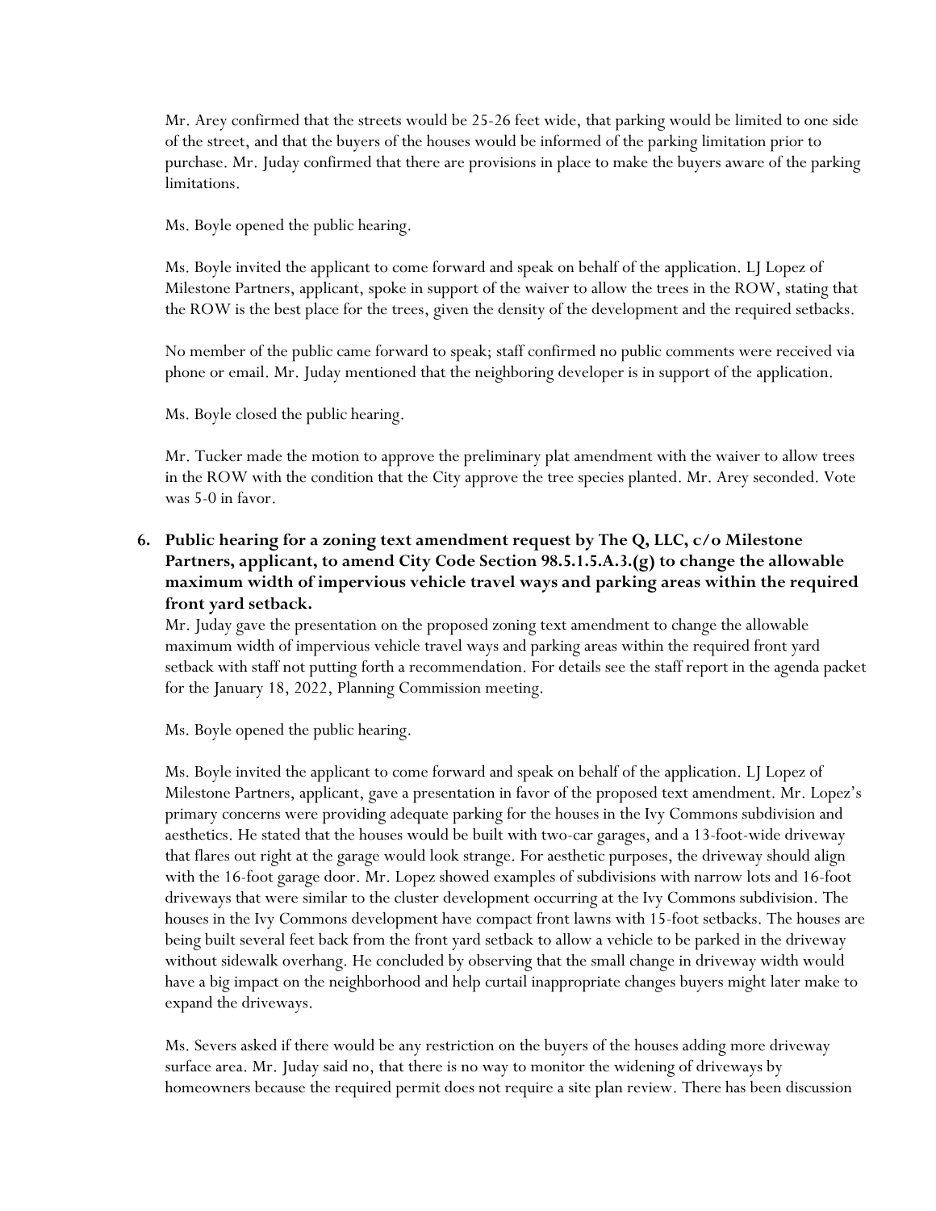Mr. Arey confirmed that the streets would be 25-26 feet wide, that parking would be limited to one side of the street, and that the buyers of the houses would be informed of the parking limitation prior to purchase. Mr. Juday confirmed that there are provisions in place to make the buyers aware of the parking limitations.

Ms. Boyle opened the public hearing.

Ms. Boyle invited the applicant to come forward and speak on behalf of the application. LJ Lopez of Milestone Partners, applicant, spoke in support of the waiver to allow the trees in the ROW, stating that the ROW is the best place for the trees, given the density of the development and the required setbacks.

No member of the public came forward to speak; staff confirmed no public comments were received via phone or email. Mr. Juday mentioned that the neighboring developer is in support of the application.

Ms. Boyle closed the public hearing.

Mr. Tucker made the motion to approve the preliminary plat amendment with the waiver to allow trees in the ROW with the condition that the City approve the tree species planted. Mr. Arey seconded. Vote was 5-0 in favor.

**6. Public hearing for a zoning text amendment request by The Q, LLC, c/o Milestone Partners, applicant, to amend City Code Section 98.5.1.5.A.3.(g) to change the allowable maximum width of impervious vehicle travel ways and parking areas within the required front yard setback.**

Mr. Juday gave the presentation on the proposed zoning text amendment to change the allowable maximum width of impervious vehicle travel ways and parking areas within the required front yard setback with staff not putting forth a recommendation. For details see the staff report in the agenda packet for the January 18, 2022, Planning Commission meeting.

Ms. Boyle opened the public hearing.

Ms. Boyle invited the applicant to come forward and speak on behalf of the application. LJ Lopez of Milestone Partners, applicant, gave a presentation in favor of the proposed text amendment. Mr. Lopez's primary concerns were providing adequate parking for the houses in the Ivy Commons subdivision and aesthetics. He stated that the houses would be built with two-car garages, and a 13-foot-wide driveway that flares out right at the garage would look strange. For aesthetic purposes, the driveway should align with the 16-foot garage door. Mr. Lopez showed examples of subdivisions with narrow lots and 16-foot driveways that were similar to the cluster development occurring at the Ivy Commons subdivision. The houses in the Ivy Commons development have compact front lawns with 15-foot setbacks. The houses are being built several feet back from the front yard setback to allow a vehicle to be parked in the driveway without sidewalk overhang. He concluded by observing that the small change in driveway width would have a big impact on the neighborhood and help curtail inappropriate changes buyers might later make to expand the driveways.

Ms. Severs asked if there would be any restriction on the buyers of the houses adding more driveway surface area. Mr. Juday said no, that there is no way to monitor the widening of driveways by homeowners because the required permit does not require a site plan review. There has been discussion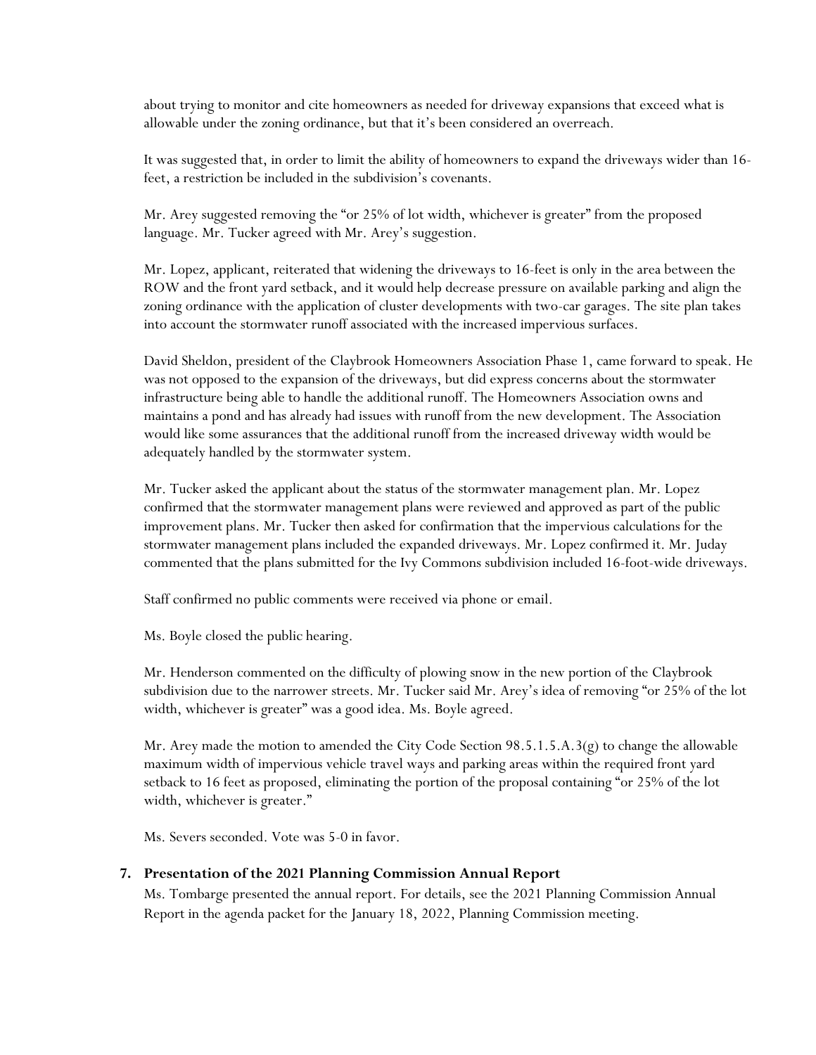about trying to monitor and cite homeowners as needed for driveway expansions that exceed what is allowable under the zoning ordinance, but that it's been considered an overreach.

It was suggested that, in order to limit the ability of homeowners to expand the driveways wider than 16-feet, a restriction be included in the subdivision's covenants.

Mr. Arey suggested removing the "or 25% of lot width, whichever is greater" from the proposed language. Mr. Tucker agreed with Mr. Arey's suggestion.

Mr. Lopez, applicant, reiterated that widening the driveways to 16-feet is only in the area between the ROW and the front yard setback, and it would help decrease pressure on available parking and align the zoning ordinance with the application of cluster developments with two-car garages. The site plan takes into account the stormwater runoff associated with the increased impervious surfaces.

David Sheldon, president of the Claybrook Homeowners Association Phase 1, came forward to speak. He was not opposed to the expansion of the driveways, but did express concerns about the stormwater infrastructure being able to handle the additional runoff. The Homeowners Association owns and maintains a pond and has already had issues with runoff from the new development. The Association would like some assurances that the additional runoff from the increased driveway width would be adequately handled by the stormwater system.

Mr. Tucker asked the applicant about the status of the stormwater management plan. Mr. Lopez confirmed that the stormwater management plans were reviewed and approved as part of the public improvement plans. Mr. Tucker then asked for confirmation that the impervious calculations for the stormwater management plans included the expanded driveways. Mr. Lopez confirmed it. Mr. Juday commented that the plans submitted for the Ivy Commons subdivision included 16-foot-wide driveways.

Staff confirmed no public comments were received via phone or email.

Ms. Boyle closed the public hearing.

Mr. Henderson commented on the difficulty of plowing snow in the new portion of the Claybrook subdivision due to the narrower streets. Mr. Tucker said Mr. Arey's idea of removing "or 25% of the lot width, whichever is greater" was a good idea. Ms. Boyle agreed.

Mr. Arey made the motion to amended the City Code Section 98.5.1.5.A.3(g) to change the allowable maximum width of impervious vehicle travel ways and parking areas within the required front yard setback to 16 feet as proposed, eliminating the portion of the proposal containing "or 25% of the lot width, whichever is greater."

Ms. Severs seconded. Vote was 5-0 in favor.

**7. Presentation of the 2021 Planning Commission Annual Report**

Ms. Tombarge presented the annual report. For details, see the 2021 Planning Commission Annual Report in the agenda packet for the January 18, 2022, Planning Commission meeting.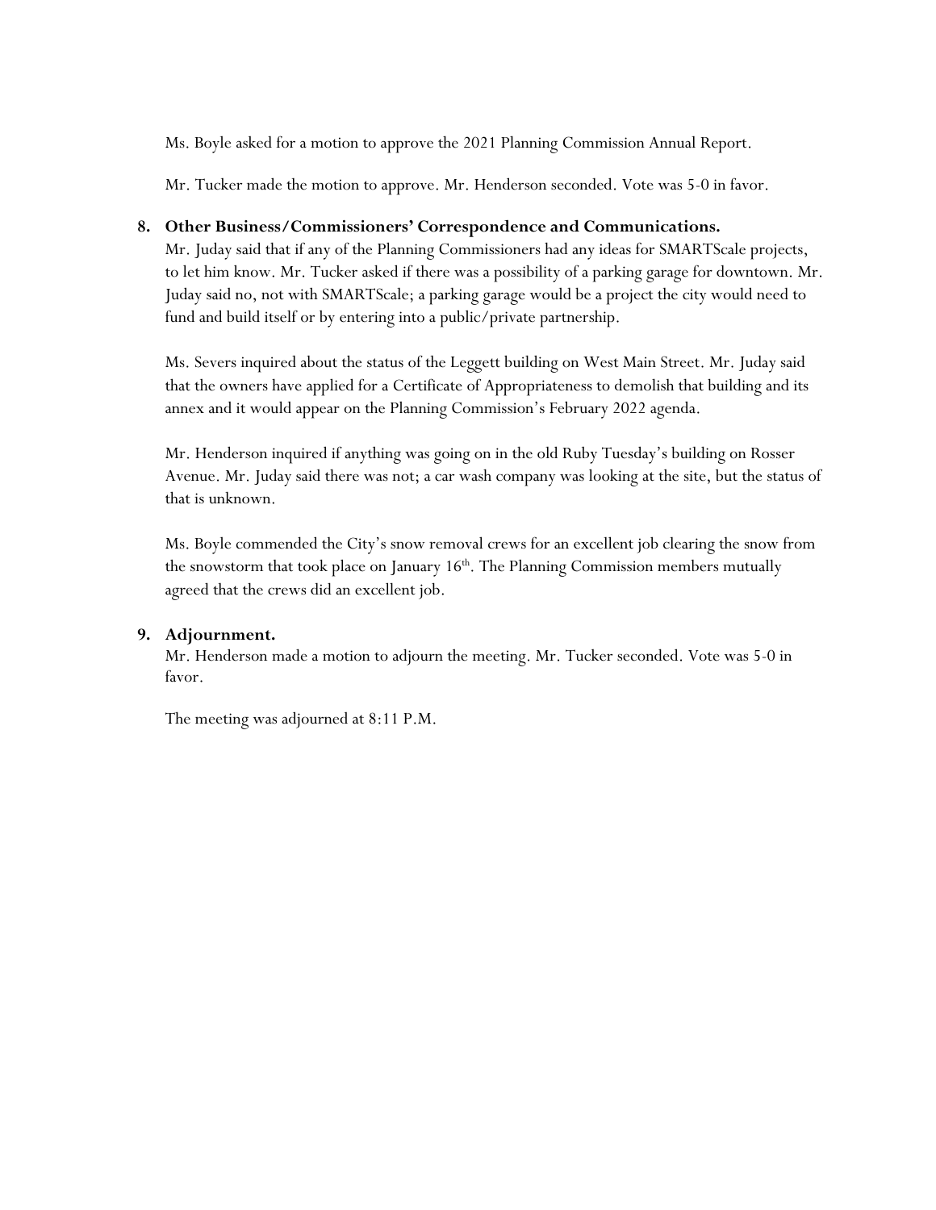Ms. Boyle asked for a motion to approve the 2021 Planning Commission Annual Report.

Mr. Tucker made the motion to approve. Mr. Henderson seconded. Vote was 5-0 in favor.

**8. Other Business/Commissioners' Correspondence and Communications.**

Mr. Juday said that if any of the Planning Commissioners had any ideas for SMARTScale projects, to let him know. Mr. Tucker asked if there was a possibility of a parking garage for downtown. Mr. Juday said no, not with SMARTScale; a parking garage would be a project the city would need to fund and build itself or by entering into a public/private partnership.

Ms. Severs inquired about the status of the Leggett building on West Main Street. Mr. Juday said that the owners have applied for a Certificate of Appropriateness to demolish that building and its annex and it would appear on the Planning Commission's February 2022 agenda.

Mr. Henderson inquired if anything was going on in the old Ruby Tuesday's building on Rosser Avenue. Mr. Juday said there was not; a car wash company was looking at the site, but the status of that is unknown.

Ms. Boyle commended the City's snow removal crews for an excellent job clearing the snow from the snowstorm that took place on January 16th. The Planning Commission members mutually agreed that the crews did an excellent job.

**9. Adjournment.**

Mr. Henderson made a motion to adjourn the meeting. Mr. Tucker seconded. Vote was 5-0 in favor.

The meeting was adjourned at 8:11 P.M.